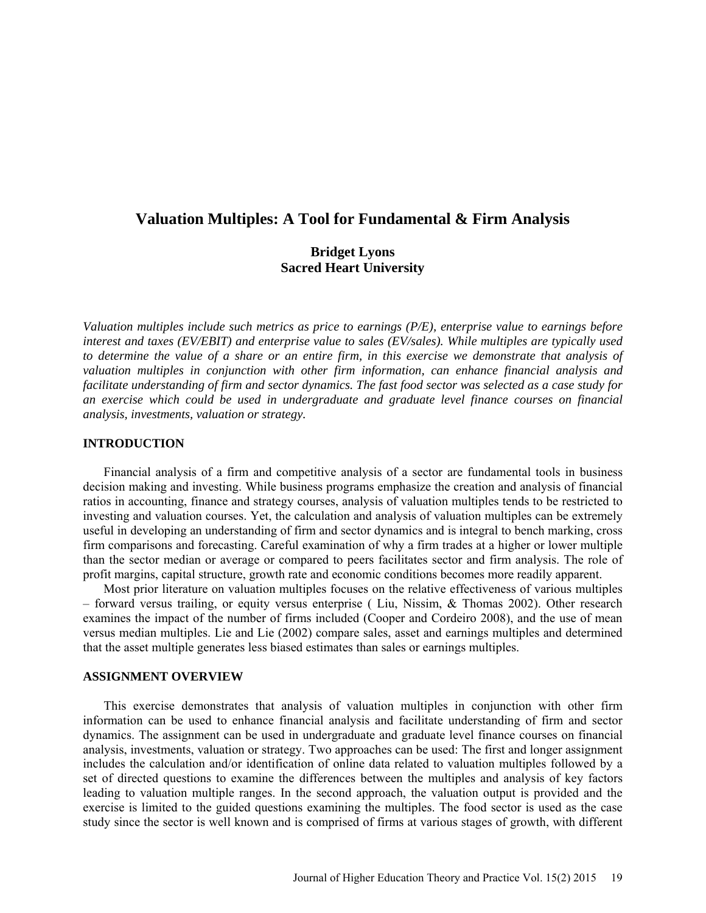# Valuation Multiples: A Tool for Fundamental & Firm Analysis

**Bridget Lyons**
**Sacred Heart University**

*Valuation multiples include such metrics as price to earnings (P/E), enterprise value to earnings before interest and taxes (EV/EBIT) and enterprise value to sales (EV/sales). While multiples are typically used to determine the value of a share or an entire firm, in this exercise we demonstrate that analysis of valuation multiples in conjunction with other firm information, can enhance financial analysis and facilitate understanding of firm and sector dynamics. The fast food sector was selected as a case study for an exercise which could be used in undergraduate and graduate level finance courses on financial analysis, investments, valuation or strategy.*

## INTRODUCTION

Financial analysis of a firm and competitive analysis of a sector are fundamental tools in business decision making and investing. While business programs emphasize the creation and analysis of financial ratios in accounting, finance and strategy courses, analysis of valuation multiples tends to be restricted to investing and valuation courses. Yet, the calculation and analysis of valuation multiples can be extremely useful in developing an understanding of firm and sector dynamics and is integral to bench marking, cross firm comparisons and forecasting. Careful examination of why a firm trades at a higher or lower multiple than the sector median or average or compared to peers facilitates sector and firm analysis. The role of profit margins, capital structure, growth rate and economic conditions becomes more readily apparent.

Most prior literature on valuation multiples focuses on the relative effectiveness of various multiples – forward versus trailing, or equity versus enterprise ( Liu, Nissim, & Thomas 2002). Other research examines the impact of the number of firms included (Cooper and Cordeiro 2008), and the use of mean versus median multiples. Lie and Lie (2002) compare sales, asset and earnings multiples and determined that the asset multiple generates less biased estimates than sales or earnings multiples.

## ASSIGNMENT OVERVIEW

This exercise demonstrates that analysis of valuation multiples in conjunction with other firm information can be used to enhance financial analysis and facilitate understanding of firm and sector dynamics. The assignment can be used in undergraduate and graduate level finance courses on financial analysis, investments, valuation or strategy. Two approaches can be used: The first and longer assignment includes the calculation and/or identification of online data related to valuation multiples followed by a set of directed questions to examine the differences between the multiples and analysis of key factors leading to valuation multiple ranges. In the second approach, the valuation output is provided and the exercise is limited to the guided questions examining the multiples. The food sector is used as the case study since the sector is well known and is comprised of firms at various stages of growth, with different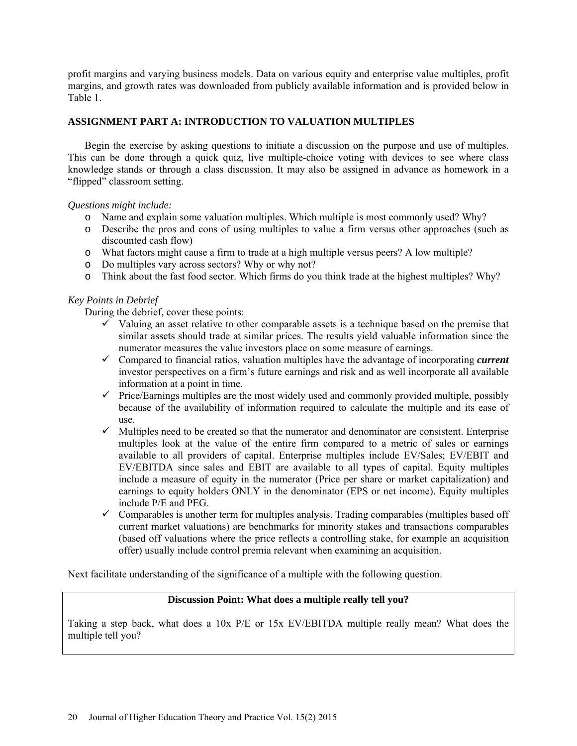profit margins and varying business models. Data on various equity and enterprise value multiples, profit margins, and growth rates was downloaded from publicly available information and is provided below in Table 1.

## ASSIGNMENT PART A: INTRODUCTION TO VALUATION MULTIPLES

Begin the exercise by asking questions to initiate a discussion on the purpose and use of multiples. This can be done through a quick quiz, live multiple-choice voting with devices to see where class knowledge stands or through a class discussion. It may also be assigned in advance as homework in a "flipped" classroom setting.

*Questions might include:*

- Name and explain some valuation multiples. Which multiple is most commonly used? Why?
- Describe the pros and cons of using multiples to value a firm versus other approaches (such as discounted cash flow)
- What factors might cause a firm to trade at a high multiple versus peers? A low multiple?
- Do multiples vary across sectors? Why or why not?
- Think about the fast food sector. Which firms do you think trade at the highest multiples? Why?

*Key Points in Debrief*

During the debrief, cover these points:

- ✓ Valuing an asset relative to other comparable assets is a technique based on the premise that similar assets should trade at similar prices. The results yield valuable information since the numerator measures the value investors place on some measure of earnings.
- ✓ Compared to financial ratios, valuation multiples have the advantage of incorporating ***current*** investor perspectives on a firm's future earnings and risk and as well incorporate all available information at a point in time.
- ✓ Price/Earnings multiples are the most widely used and commonly provided multiple, possibly because of the availability of information required to calculate the multiple and its ease of use.
- ✓ Multiples need to be created so that the numerator and denominator are consistent. Enterprise multiples look at the value of the entire firm compared to a metric of sales or earnings available to all providers of capital. Enterprise multiples include EV/Sales; EV/EBIT and EV/EBITDA since sales and EBIT are available to all types of capital. Equity multiples include a measure of equity in the numerator (Price per share or market capitalization) and earnings to equity holders ONLY in the denominator (EPS or net income). Equity multiples include P/E and PEG.
- ✓ Comparables is another term for multiples analysis. Trading comparables (multiples based off current market valuations) are benchmarks for minority stakes and transactions comparables (based off valuations where the price reflects a controlling stake, for example an acquisition offer) usually include control premia relevant when examining an acquisition.

Next facilitate understanding of the significance of a multiple with the following question.

**Discussion Point: What does a multiple really tell you?**

Taking a step back, what does a 10x P/E or 15x EV/EBITDA multiple really mean? What does the multiple tell you?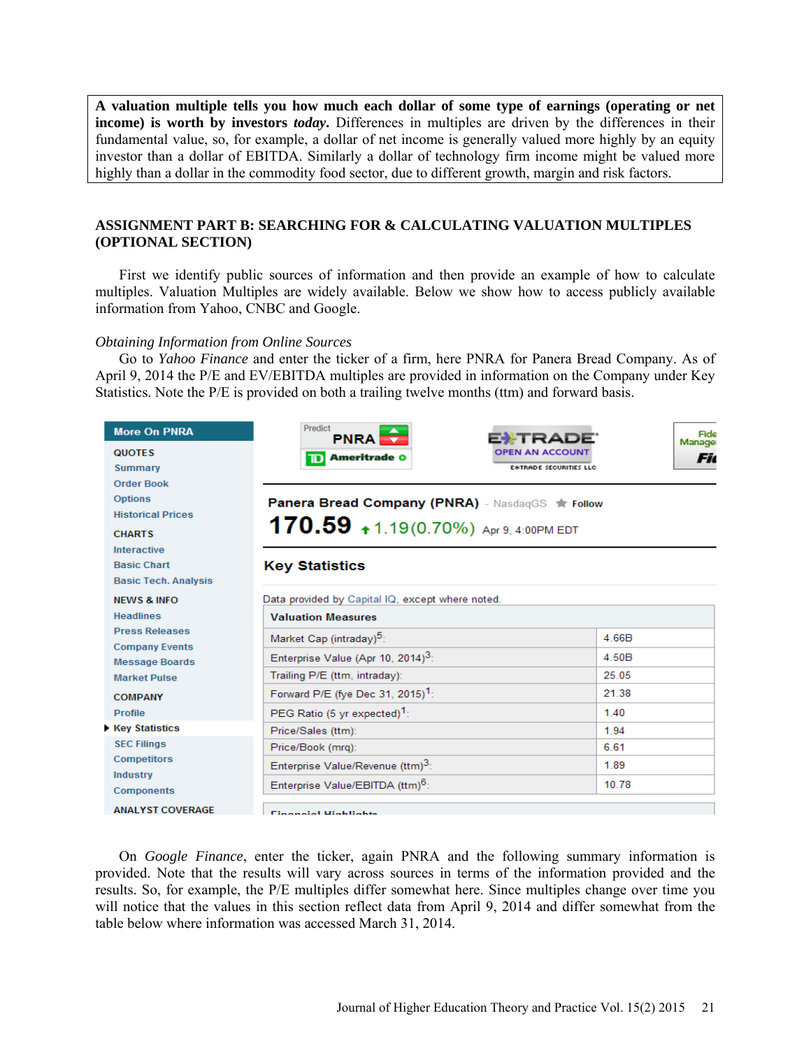**A valuation multiple tells you how much each dollar of some type of earnings (operating or net income) is worth by investors *today*.** Differences in multiples are driven by the differences in their fundamental value, so, for example, a dollar of net income is generally valued more highly by an equity investor than a dollar of EBITDA. Similarly a dollar of technology firm income might be valued more highly than a dollar in the commodity food sector, due to different growth, margin and risk factors.

## ASSIGNMENT PART B: SEARCHING FOR & CALCULATING VALUATION MULTIPLES (OPTIONAL SECTION)

First we identify public sources of information and then provide an example of how to calculate multiples. Valuation Multiples are widely available. Below we show how to access publicly available information from Yahoo, CNBC and Google.

*Obtaining Information from Online Sources*

Go to *Yahoo Finance* and enter the ticker of a firm, here PNRA for Panera Bread Company. As of April 9, 2014 the P/E and EV/EBITDA multiples are provided in information on the Company under Key Statistics. Note the P/E is provided on both a trailing twelve months (ttm) and forward basis.

Panera Bread Company (PNRA) - NasdaqGS

170.59 ↑1.19(0.70%) Apr 9, 4:00PM EDT

**Key Statistics**

Data provided by Capital IQ, except where noted.

| Valuation Measures | |
|---|---|
| Market Cap (intraday)[5]: | 4.66B |
| Enterprise Value (Apr 10, 2014)[3]: | 4.50B |
| Trailing P/E (ttm, intraday): | 25.05 |
| Forward P/E (fye Dec 31, 2015)[1]: | 21.38 |
| PEG Ratio (5 yr expected)[1]: | 1.40 |
| Price/Sales (ttm): | 1.94 |
| Price/Book (mrq): | 6.61 |
| Enterprise Value/Revenue (ttm)[3]: | 1.89 |
| Enterprise Value/EBITDA (ttm)[6]: | 10.78 |

On *Google Finance*, enter the ticker, again PNRA and the following summary information is provided. Note that the results will vary across sources in terms of the information provided and the results. So, for example, the P/E multiples differ somewhat here. Since multiples change over time you will notice that the values in this section reflect data from April 9, 2014 and differ somewhat from the table below where information was accessed March 31, 2014.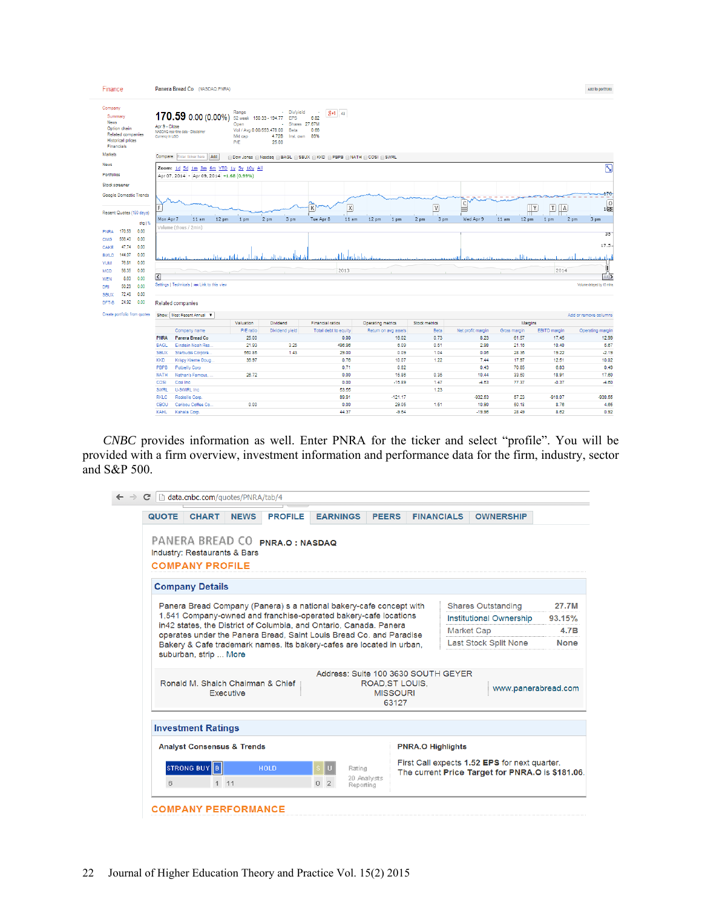*CNBC* provides information as well. Enter PNRA for the ticker and select "profile". You will be provided with a firm overview, investment information and performance data for the firm, industry, sector and S&P 500.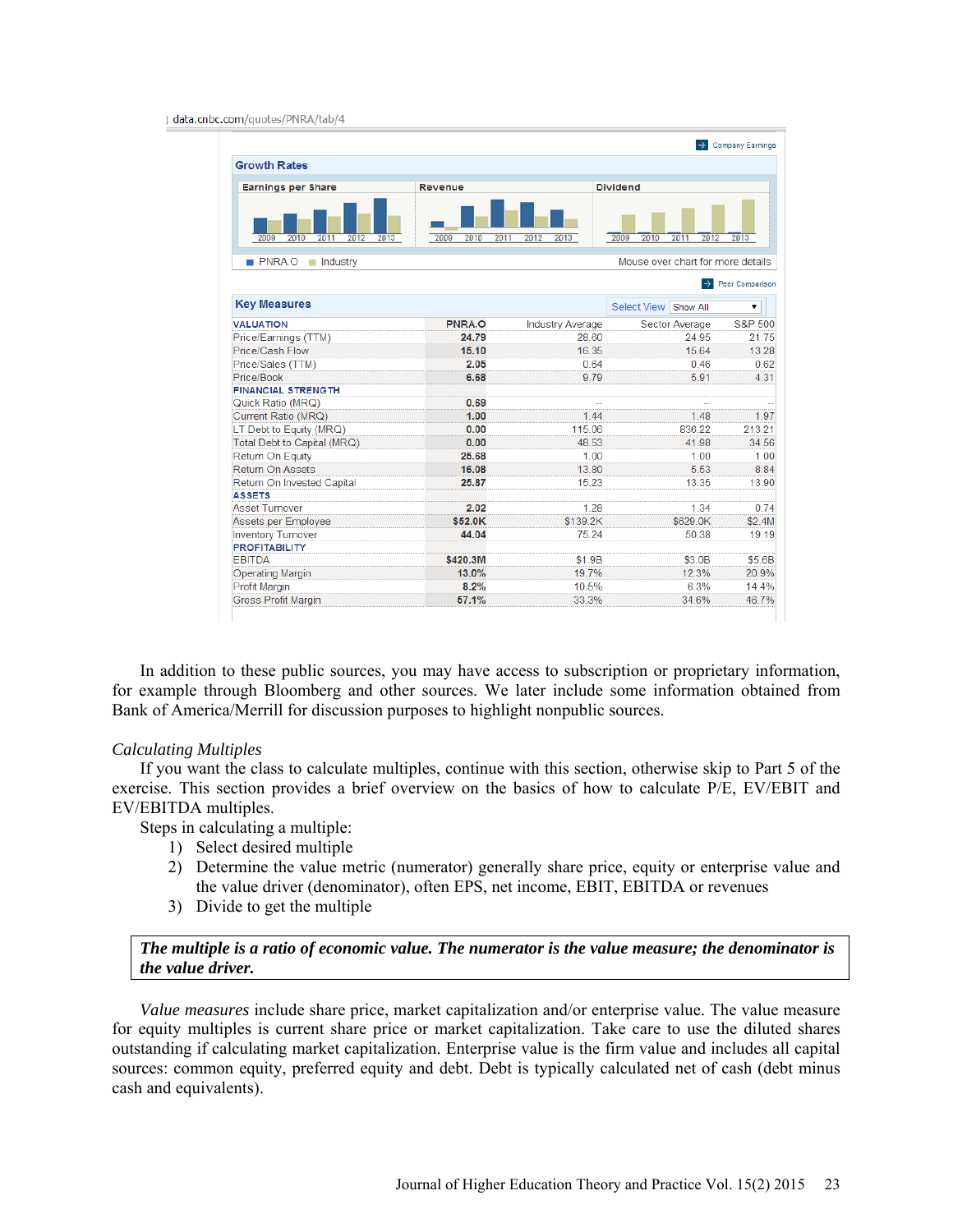data.cnbc.com/quotes/PNRA/tab/4

Company Earnings

**Growth Rates**

| Earnings per Share | Revenue | Dividend |
|---|---|---|
| 2009 2010 2011 2012 2013 | 2009 2010 2011 2012 2013 | 2009 2010 2011 2012 2013 |

PNRA.O ■ Industry — Mouse over chart for more details

Peer Comparison

**Key Measures** — Select View: Show All

| VALUATION | PNRA.O | Industry Average | Sector Average | S&P 500 |
|---|---|---|---|---|
| Price/Earnings (TTM) | **24.79** | 28.60 | 24.95 | 21.75 |
| Price/Cash Flow | **15.10** | 16.35 | 15.64 | 13.28 |
| Price/Sales (TTM) | **2.05** | 0.64 | 0.46 | 0.62 |
| Price/Book | **6.68** | 9.79 | 5.91 | 4.31 |
| **FINANCIAL STRENGTH** | | | | |
| Quick Ratio (MRQ) | **0.69** | -- | -- | -- |
| Current Ratio (MRQ) | **1.00** | 1.44 | 1.48 | 1.97 |
| LT Debt to Equity (MRQ) | **0.00** | 115.06 | 836.22 | 213.21 |
| Total Debt to Capital (MRQ) | **0.00** | 48.53 | 41.98 | 34.56 |
| Return On Equity | **25.68** | 1.00 | 1.00 | 1.00 |
| Return On Assets | **16.08** | 13.80 | 5.53 | 8.84 |
| Return On Invested Capital | **25.87** | 15.23 | 13.35 | 13.90 |
| **ASSETS** | | | | |
| Asset Turnover | **2.02** | 1.28 | 1.34 | 0.74 |
| Assets per Employee | **$52.0K** | $139.2K | $629.0K | $2.4M |
| Inventory Turnover | **44.04** | 75.24 | 50.38 | 19.19 |
| **PROFITABILITY** | | | | |
| EBITDA | **$420.3M** | $1.9B | $3.0B | $5.6B |
| Operating Margin | **13.0%** | 19.7% | 12.3% | 20.9% |
| Profit Margin | **8.2%** | 10.5% | 6.3% | 14.4% |
| Gross Profit Margin | **67.1%** | 33.3% | 34.6% | 46.7% |

In addition to these public sources, you may have access to subscription or proprietary information, for example through Bloomberg and other sources. We later include some information obtained from Bank of America/Merrill for discussion purposes to highlight nonpublic sources.

*Calculating Multiples*

If you want the class to calculate multiples, continue with this section, otherwise skip to Part 5 of the exercise. This section provides a brief overview on the basics of how to calculate P/E, EV/EBIT and EV/EBITDA multiples.

Steps in calculating a multiple:

1) Select desired multiple
2) Determine the value metric (numerator) generally share price, equity or enterprise value and the value driver (denominator), often EPS, net income, EBIT, EBITDA or revenues
3) Divide to get the multiple

***The multiple is a ratio of economic value. The numerator is the value measure; the denominator is the value driver.***

*Value measures* include share price, market capitalization and/or enterprise value. The value measure for equity multiples is current share price or market capitalization. Take care to use the diluted shares outstanding if calculating market capitalization. Enterprise value is the firm value and includes all capital sources: common equity, preferred equity and debt. Debt is typically calculated net of cash (debt minus cash and equivalents).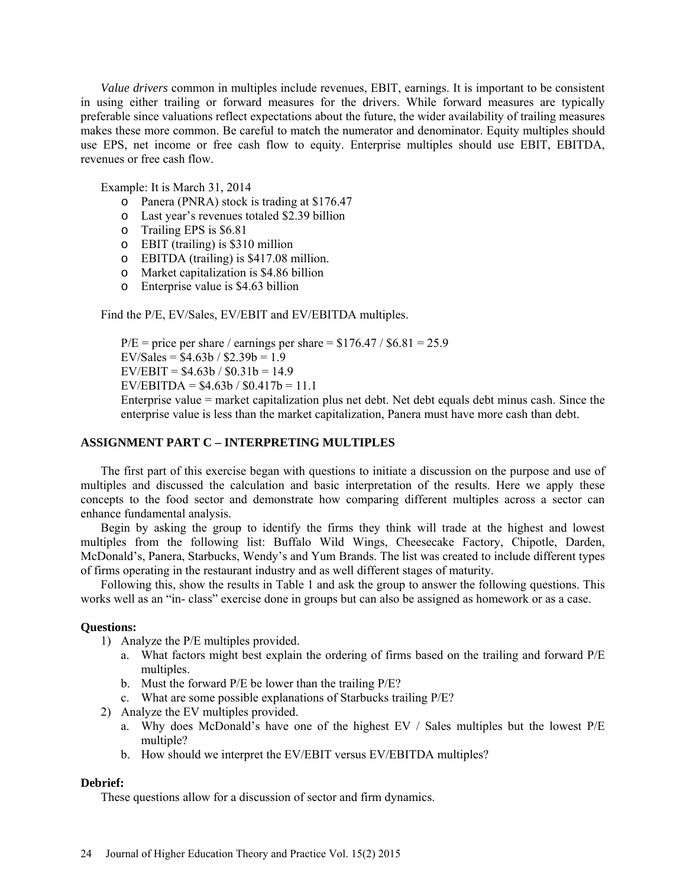*Value drivers* common in multiples include revenues, EBIT, earnings. It is important to be consistent in using either trailing or forward measures for the drivers. While forward measures are typically preferable since valuations reflect expectations about the future, the wider availability of trailing measures makes these more common. Be careful to match the numerator and denominator. Equity multiples should use EPS, net income or free cash flow to equity. Enterprise multiples should use EBIT, EBITDA, revenues or free cash flow.

Example: It is March 31, 2014

- Panera (PNRA) stock is trading at $176.47
- Last year's revenues totaled $2.39 billion
- Trailing EPS is $6.81
- EBIT (trailing) is $310 million
- EBITDA (trailing) is $417.08 million.
- Market capitalization is $4.86 billion
- Enterprise value is $4.63 billion

Find the P/E, EV/Sales, EV/EBIT and EV/EBITDA multiples.

P/E = price per share / earnings per share = $176.47 / $6.81 = 25.9
EV/Sales = $4.63b / $2.39b = 1.9
EV/EBIT = $4.63b / $0.31b = 14.9
EV/EBITDA = $4.63b / $0.417b = 11.1
Enterprise value = market capitalization plus net debt. Net debt equals debt minus cash. Since the enterprise value is less than the market capitalization, Panera must have more cash than debt.

## ASSIGNMENT PART C – INTERPRETING MULTIPLES

The first part of this exercise began with questions to initiate a discussion on the purpose and use of multiples and discussed the calculation and basic interpretation of the results. Here we apply these concepts to the food sector and demonstrate how comparing different multiples across a sector can enhance fundamental analysis.

Begin by asking the group to identify the firms they think will trade at the highest and lowest multiples from the following list: Buffalo Wild Wings, Cheesecake Factory, Chipotle, Darden, McDonald's, Panera, Starbucks, Wendy's and Yum Brands. The list was created to include different types of firms operating in the restaurant industry and as well different stages of maturity.

Following this, show the results in Table 1 and ask the group to answer the following questions. This works well as an "in- class" exercise done in groups but can also be assigned as homework or as a case.

**Questions:**

1) Analyze the P/E multiples provided.
    a. What factors might best explain the ordering of firms based on the trailing and forward P/E multiples.
    b. Must the forward P/E be lower than the trailing P/E?
    c. What are some possible explanations of Starbucks trailing P/E?
2) Analyze the EV multiples provided.
    a. Why does McDonald's have one of the highest EV / Sales multiples but the lowest P/E multiple?
    b. How should we interpret the EV/EBIT versus EV/EBITDA multiples?

**Debrief:**

These questions allow for a discussion of sector and firm dynamics.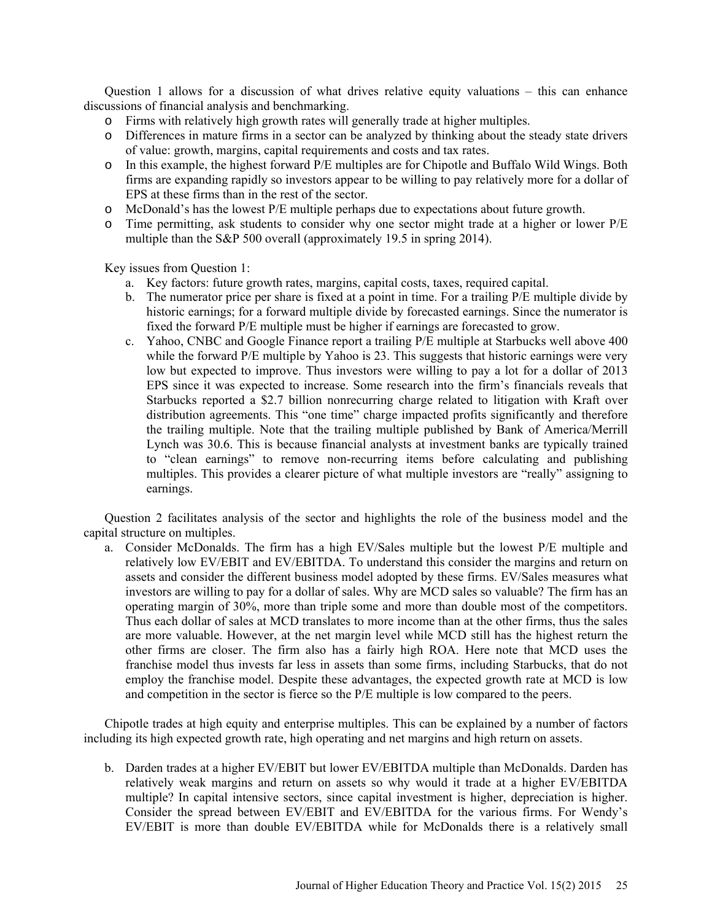Question 1 allows for a discussion of what drives relative equity valuations – this can enhance discussions of financial analysis and benchmarking.

- Firms with relatively high growth rates will generally trade at higher multiples.
- Differences in mature firms in a sector can be analyzed by thinking about the steady state drivers of value: growth, margins, capital requirements and costs and tax rates.
- In this example, the highest forward P/E multiples are for Chipotle and Buffalo Wild Wings. Both firms are expanding rapidly so investors appear to be willing to pay relatively more for a dollar of EPS at these firms than in the rest of the sector.
- McDonald's has the lowest P/E multiple perhaps due to expectations about future growth.
- Time permitting, ask students to consider why one sector might trade at a higher or lower P/E multiple than the S&P 500 overall (approximately 19.5 in spring 2014).

Key issues from Question 1:

a. Key factors: future growth rates, margins, capital costs, taxes, required capital.
b. The numerator price per share is fixed at a point in time. For a trailing P/E multiple divide by historic earnings; for a forward multiple divide by forecasted earnings. Since the numerator is fixed the forward P/E multiple must be higher if earnings are forecasted to grow.
c. Yahoo, CNBC and Google Finance report a trailing P/E multiple at Starbucks well above 400 while the forward P/E multiple by Yahoo is 23. This suggests that historic earnings were very low but expected to improve. Thus investors were willing to pay a lot for a dollar of 2013 EPS since it was expected to increase. Some research into the firm's financials reveals that Starbucks reported a $2.7 billion nonrecurring charge related to litigation with Kraft over distribution agreements. This "one time" charge impacted profits significantly and therefore the trailing multiple. Note that the trailing multiple published by Bank of America/Merrill Lynch was 30.6. This is because financial analysts at investment banks are typically trained to "clean earnings" to remove non-recurring items before calculating and publishing multiples. This provides a clearer picture of what multiple investors are "really" assigning to earnings.

Question 2 facilitates analysis of the sector and highlights the role of the business model and the capital structure on multiples.

a. Consider McDonalds. The firm has a high EV/Sales multiple but the lowest P/E multiple and relatively low EV/EBIT and EV/EBITDA. To understand this consider the margins and return on assets and consider the different business model adopted by these firms. EV/Sales measures what investors are willing to pay for a dollar of sales. Why are MCD sales so valuable? The firm has an operating margin of 30%, more than triple some and more than double most of the competitors. Thus each dollar of sales at MCD translates to more income than at the other firms, thus the sales are more valuable. However, at the net margin level while MCD still has the highest return the other firms are closer. The firm also has a fairly high ROA. Here note that MCD uses the franchise model thus invests far less in assets than some firms, including Starbucks, that do not employ the franchise model. Despite these advantages, the expected growth rate at MCD is low and competition in the sector is fierce so the P/E multiple is low compared to the peers.

Chipotle trades at high equity and enterprise multiples. This can be explained by a number of factors including its high expected growth rate, high operating and net margins and high return on assets.

b. Darden trades at a higher EV/EBIT but lower EV/EBITDA multiple than McDonalds. Darden has relatively weak margins and return on assets so why would it trade at a higher EV/EBITDA multiple? In capital intensive sectors, since capital investment is higher, depreciation is higher. Consider the spread between EV/EBIT and EV/EBITDA for the various firms. For Wendy's EV/EBIT is more than double EV/EBITDA while for McDonalds there is a relatively small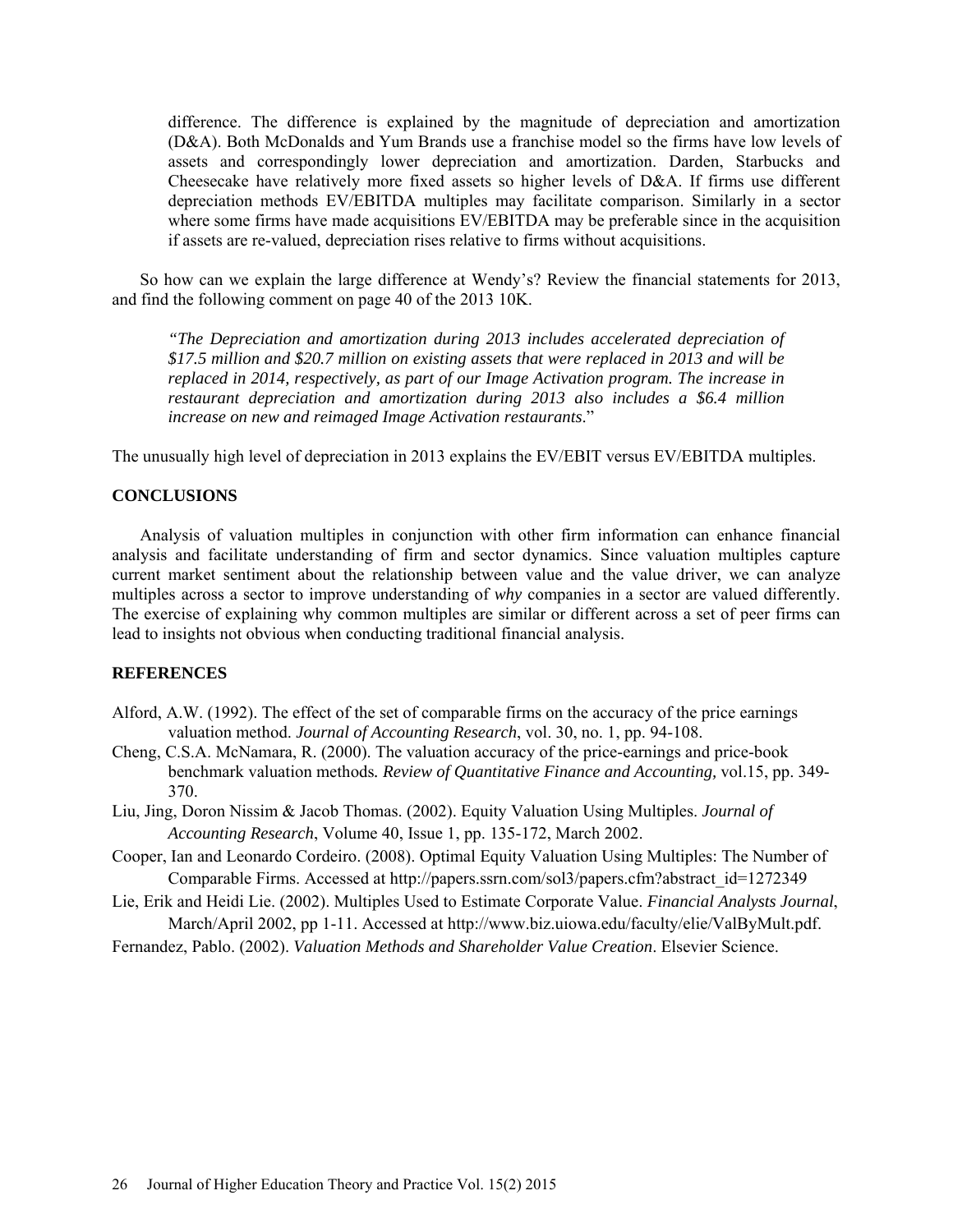difference. The difference is explained by the magnitude of depreciation and amortization (D&A). Both McDonalds and Yum Brands use a franchise model so the firms have low levels of assets and correspondingly lower depreciation and amortization. Darden, Starbucks and Cheesecake have relatively more fixed assets so higher levels of D&A. If firms use different depreciation methods EV/EBITDA multiples may facilitate comparison. Similarly in a sector where some firms have made acquisitions EV/EBITDA may be preferable since in the acquisition if assets are re-valued, depreciation rises relative to firms without acquisitions.

So how can we explain the large difference at Wendy's? Review the financial statements for 2013, and find the following comment on page 40 of the 2013 10K.

> *"The Depreciation and amortization during 2013 includes accelerated depreciation of $17.5 million and $20.7 million on existing assets that were replaced in 2013 and will be replaced in 2014, respectively, as part of our Image Activation program. The increase in restaurant depreciation and amortization during 2013 also includes a $6.4 million increase on new and reimaged Image Activation restaurants*."

The unusually high level of depreciation in 2013 explains the EV/EBIT versus EV/EBITDA multiples.

## CONCLUSIONS

Analysis of valuation multiples in conjunction with other firm information can enhance financial analysis and facilitate understanding of firm and sector dynamics. Since valuation multiples capture current market sentiment about the relationship between value and the value driver, we can analyze multiples across a sector to improve understanding of *why* companies in a sector are valued differently. The exercise of explaining why common multiples are similar or different across a set of peer firms can lead to insights not obvious when conducting traditional financial analysis.

## REFERENCES

Alford, A.W. (1992). The effect of the set of comparable firms on the accuracy of the price earnings valuation method. *Journal of Accounting Research*, vol. 30, no. 1, pp. 94-108.

Cheng, C.S.A. McNamara, R. (2000). The valuation accuracy of the price-earnings and price-book benchmark valuation methods. *Review of Quantitative Finance and Accounting,* vol.15, pp. 349-370.

Liu, Jing, Doron Nissim & Jacob Thomas. (2002). Equity Valuation Using Multiples. *Journal of Accounting Research*, Volume 40, Issue 1, pp. 135-172, March 2002.

Cooper, Ian and Leonardo Cordeiro. (2008). Optimal Equity Valuation Using Multiples: The Number of Comparable Firms. Accessed at http://papers.ssrn.com/sol3/papers.cfm?abstract_id=1272349

Lie, Erik and Heidi Lie. (2002). Multiples Used to Estimate Corporate Value. *Financial Analysts Journal*, March/April 2002, pp 1-11. Accessed at http://www.biz.uiowa.edu/faculty/elie/ValByMult.pdf.

Fernandez, Pablo. (2002). *Valuation Methods and Shareholder Value Creation*. Elsevier Science.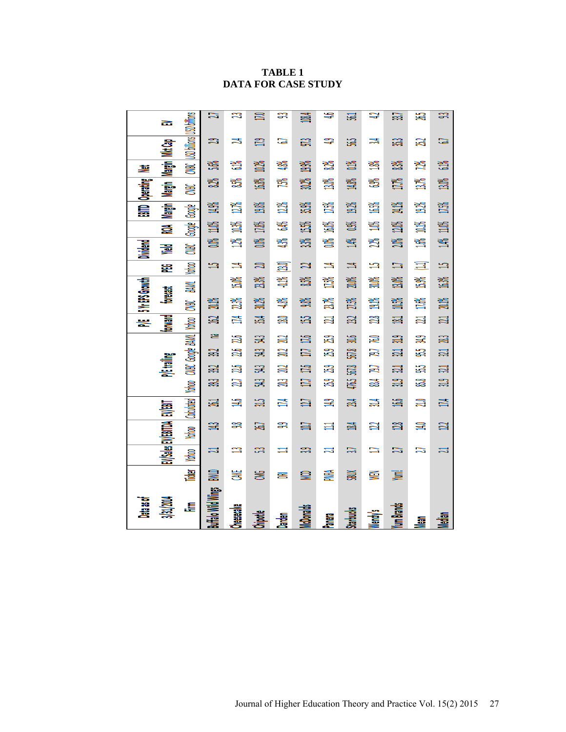**TABLE 1**
**DATA FOR CASE STUDY**

| Data as of 3/31/2014 | | EV/Sales | EV/EBITDA | EV/EBIT | P/E trailing | | | | P/E forward | 5 Yr EPS Growth forecast | | PEG | Dividend Yield | ROA | EBITD Margin | Operating Margin | Net Margin | Mkt Cap | EV |
|---|---|---|---|---|---|---|---|---|---|---|---|---|---|---|---|---|---|---|---|
| Firm | Ticker | Yahoo | Yahoo | Calculated | Yahoo | CNBC | Google | BAML | Yahoo | CNBC | BAML | Yahoo | CNBC | Google | Google | CNBC | CNBC | USD billions | USD billions |
| Buffalo Wild Wings | BWLD | 2.1 | 14.3 | 26.1 | 39.3 | 39.2 | 39.2 | na | 26.2 | 20.1% | | 1.5 | 0.0% | 11.0% | 14.9% | 8.2% | 5.6% | 2.9 | 2.7 |
| Cheesecake | CAKE | 1.3 | 9.8 | 14.6 | 22.7 | 22.6 | 22.6 | 22.6 | 17.4 | 21.3% | 15.0% | 1.4 | 1.2% | 10.3% | 12.7% | 8.5% | 6.1% | 2.4 | 2.3 |
| Chipotle | CMG | 5.3 | 26.7 | 31.5 | 54.3 | 54.3 | 54.3 | 54.3 | 35.4 | 30.2% | 23.3% | 2.0 | 0.0% | 17.8% | 19.8% | 16.8% | 10.2% | 17.9 | 17.0 |
| Darden | DRI | 1.1 | 9.9 | 17.4 | 20.3 | 20.2 | 20.2 | 20.2 | 18.0 | -4.8% | -0.1% | (23.0) | 4.3% | 6.4% | 12.2% | 7.5% | 4.8% | 6.7 | 9.3 |
| McDonalds | MCD | 3.9 | 10.7 | 12.7 | 17.7 | 17.6 | 17.7 | 17.6 | 15.5 | 9.8% | 8.5% | 2.2 | 3.3% | 15.5% | 33.9% | 30.2% | 19.9% | 97.3 | 108.4 |
| Panera | PNRA | 2.1 | 11.1 | 14.9 | 25.9 | 25.9 | 25.9 | 25.9 | 22.1 | 23.7% | 17.5% | 1.4 | 0.0% | 16.0% | 17.5% | 13.0% | 8.2% | 4.9 | 4.6 |
| Starbucks | SBUX | 3.7 | 18.4 | 23.4 | 476.5 | 567.8 | 567.8 | 30.6 | 23.2 | 27.5% | 20.0% | 1.4 | 1.4% | 0.9% | 19.2% | 14.8% | 0.1% | 56.5 | 56.1 |
| Wendy's | WEN | 1.7 | 12.2 | 31.4 | 83.4 | 79.7 | 79.7 | 76.0 | 22.8 | 19.1% | 30.0% | 1.5 | 2.2% | 1.0% | 16.5% | 6.9% | 1.8% | 3.4 | 4.2 |
| Yum Brands | YUM | 2.7 | 12.8 | 16.6 | 31.9 | 32.1 | 32.1 | 31.9 | 18.1 | 10.5% | 13.0% | 1.7 | 2.0% | 12.0% | 24.1% | 17.7% | 8.3% | 35.3 | 33.7 |
| Mean | | 2.7 | 14.0 | 21.0 | 85.8 | 95.5 | 95.5 | 34.9 | 22.1 | 17.6% | 15.9% | (1.1) | 1.6% | 10.1% | 19.2% | 13.7% | 7.2% | 25.2 | 26.5 |
| Median | | 2.1 | 12.2 | 17.4 | 31.9 | 32.1 | 32.1 | 28.3 | 22.1 | 20.1% | 16.3% | 1.5 | 1.4% | 11.0% | 17.5% | 13.0% | 6.1% | 6.7 | 9.3 |